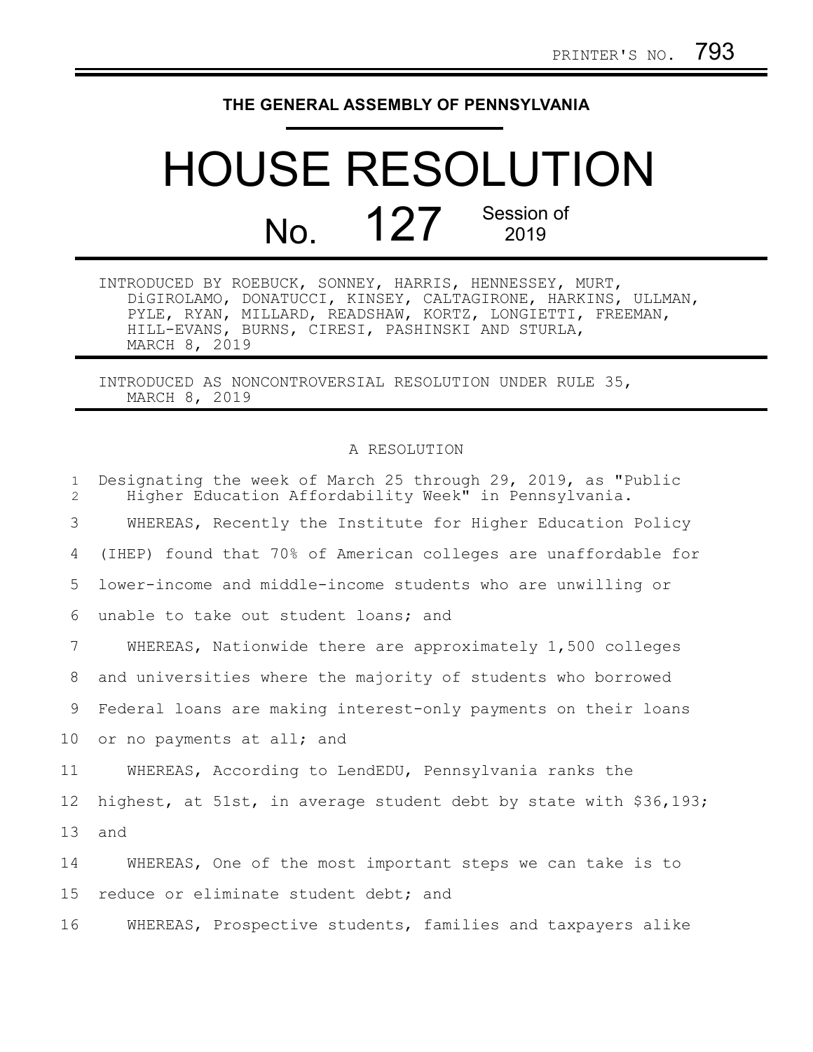PRINTER'S NO. 793

# THE GENERAL ASSEMBLY OF PENNSYLVANIA

# HOUSE RESOLUTION

## No. 127 Session of 2019

INTRODUCED BY ROEBUCK, SONNEY, HARRIS, HENNESSEY, MURT, DiGIROLAMO, DONATUCCI, KINSEY, CALTAGIRONE, HARKINS, ULLMAN, PYLE, RYAN, MILLARD, READSHAW, KORTZ, LONGIETTI, FREEMAN, HILL-EVANS, BURNS, CIRESI, PASHINSKI AND STURLA, MARCH 8, 2019

INTRODUCED AS NONCONTROVERSIAL RESOLUTION UNDER RULE 35, MARCH 8, 2019

A RESOLUTION

Designating the week of March 25 through 29, 2019, as "Public Higher Education Affordability Week" in Pennsylvania.

WHEREAS, Recently the Institute for Higher Education Policy (IHEP) found that 70% of American colleges are unaffordable for lower-income and middle-income students who are unwilling or unable to take out student loans; and

WHEREAS, Nationwide there are approximately 1,500 colleges and universities where the majority of students who borrowed Federal loans are making interest-only payments on their loans or no payments at all; and

WHEREAS, According to LendEDU, Pennsylvania ranks the highest, at 51st, in average student debt by state with $36,193; and

WHEREAS, One of the most important steps we can take is to reduce or eliminate student debt; and

WHEREAS, Prospective students, families and taxpayers alike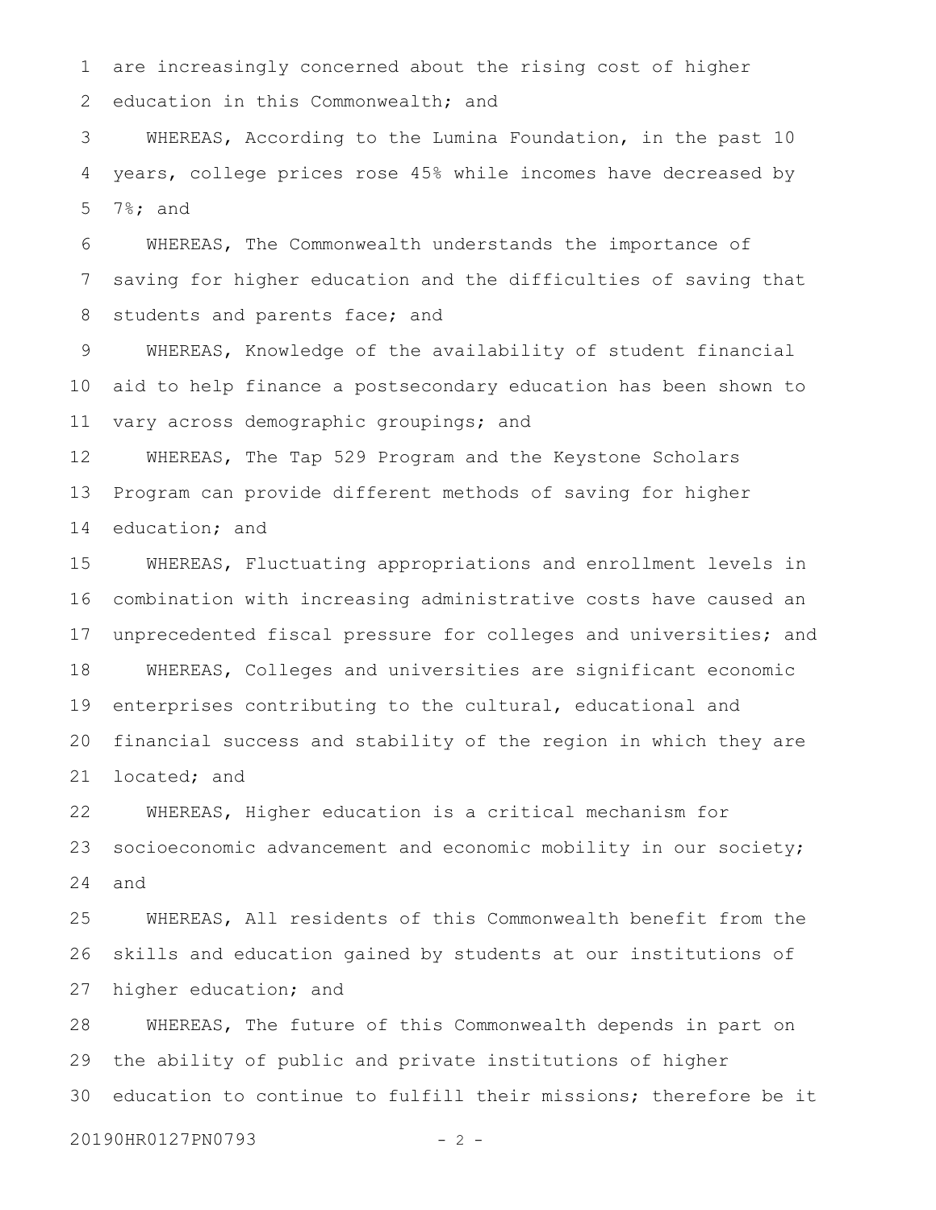are increasingly concerned about the rising cost of higher education in this Commonwealth; and

WHEREAS, According to the Lumina Foundation, in the past 10 years, college prices rose 45% while incomes have decreased by 7%; and

WHEREAS, The Commonwealth understands the importance of saving for higher education and the difficulties of saving that students and parents face; and

WHEREAS, Knowledge of the availability of student financial aid to help finance a postsecondary education has been shown to vary across demographic groupings; and

WHEREAS, The Tap 529 Program and the Keystone Scholars Program can provide different methods of saving for higher education; and

WHEREAS, Fluctuating appropriations and enrollment levels in combination with increasing administrative costs have caused an unprecedented fiscal pressure for colleges and universities; and

WHEREAS, Colleges and universities are significant economic enterprises contributing to the cultural, educational and financial success and stability of the region in which they are located; and

WHEREAS, Higher education is a critical mechanism for socioeconomic advancement and economic mobility in our society; and

WHEREAS, All residents of this Commonwealth benefit from the skills and education gained by students at our institutions of higher education; and

WHEREAS, The future of this Commonwealth depends in part on the ability of public and private institutions of higher education to continue to fulfill their missions; therefore be it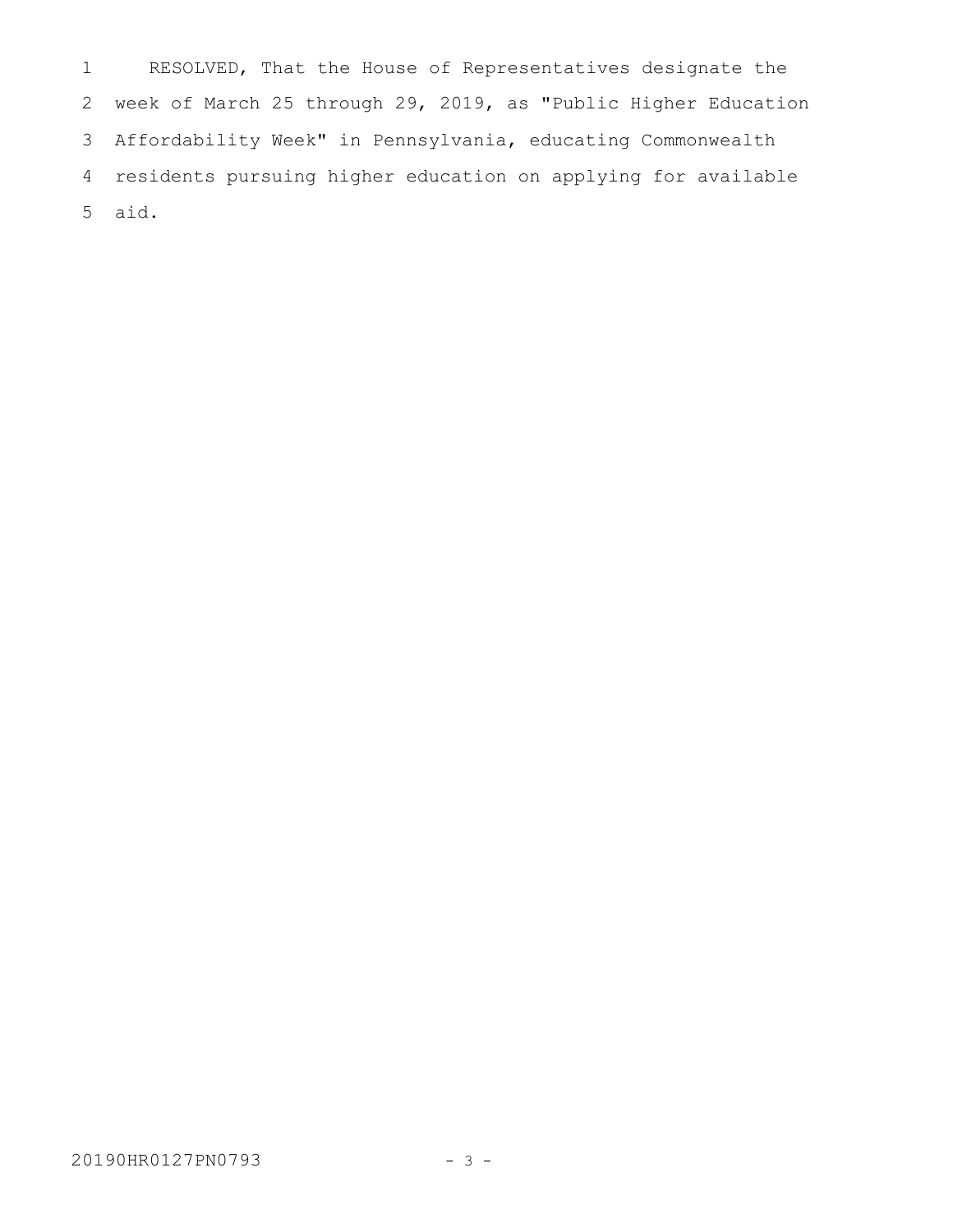RESOLVED, That the House of Representatives designate the week of March 25 through 29, 2019, as "Public Higher Education Affordability Week" in Pennsylvania, educating Commonwealth residents pursuing higher education on applying for available aid.